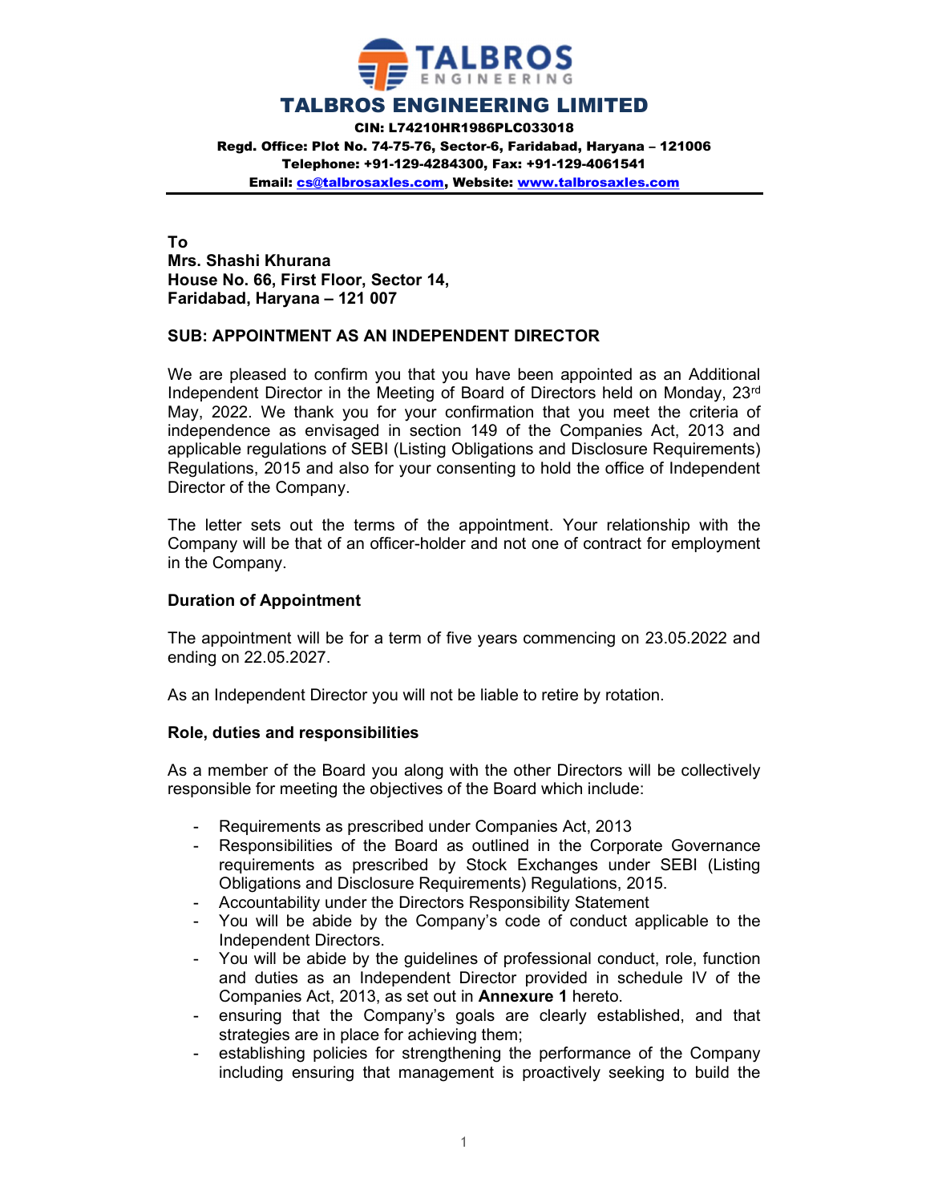# TALBROS ENGINEERING LIMITED

**CIN: L74210HR1986PLC033018**
**Regd. Office: Plot No. 74-75-76, Sector-6, Faridabad, Haryana – 121006**
**Telephone: +91-129-4284300, Fax: +91-129-4061541**
**Email: cs@talbrosaxles.com, Website: www.talbrosaxles.com**

---

**To**
**Mrs. Shashi Khurana**
**House No. 66, First Floor, Sector 14,**
**Faridabad, Haryana – 121 007**

**SUB: APPOINTMENT AS AN INDEPENDENT DIRECTOR**

We are pleased to confirm you that you have been appointed as an Additional Independent Director in the Meeting of Board of Directors held on Monday, 23rd May, 2022. We thank you for your confirmation that you meet the criteria of independence as envisaged in section 149 of the Companies Act, 2013 and applicable regulations of SEBI (Listing Obligations and Disclosure Requirements) Regulations, 2015 and also for your consenting to hold the office of Independent Director of the Company.

The letter sets out the terms of the appointment. Your relationship with the Company will be that of an officer-holder and not one of contract for employment in the Company.

**Duration of Appointment**

The appointment will be for a term of five years commencing on 23.05.2022 and ending on 22.05.2027.

As an Independent Director you will not be liable to retire by rotation.

**Role, duties and responsibilities**

As a member of the Board you along with the other Directors will be collectively responsible for meeting the objectives of the Board which include:

- Requirements as prescribed under Companies Act, 2013
- Responsibilities of the Board as outlined in the Corporate Governance requirements as prescribed by Stock Exchanges under SEBI (Listing Obligations and Disclosure Requirements) Regulations, 2015.
- Accountability under the Directors Responsibility Statement
- You will be abide by the Company's code of conduct applicable to the Independent Directors.
- You will be abide by the guidelines of professional conduct, role, function and duties as an Independent Director provided in schedule IV of the Companies Act, 2013, as set out in **Annexure 1** hereto.
- ensuring that the Company's goals are clearly established, and that strategies are in place for achieving them;
- establishing policies for strengthening the performance of the Company including ensuring that management is proactively seeking to build the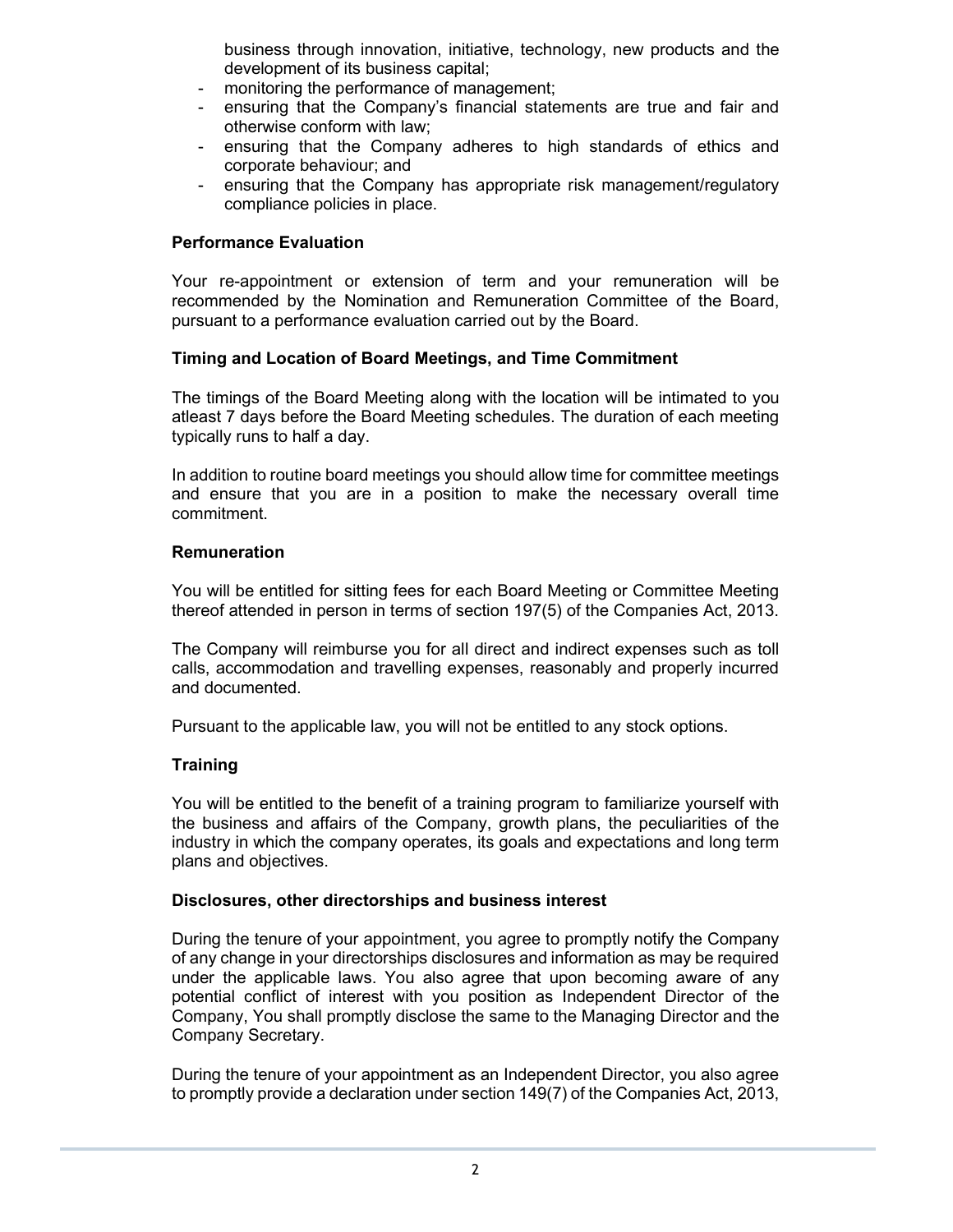business through innovation, initiative, technology, new products and the development of its business capital;

- monitoring the performance of management;
- ensuring that the Company's financial statements are true and fair and otherwise conform with law;
- ensuring that the Company adheres to high standards of ethics and corporate behaviour; and
- ensuring that the Company has appropriate risk management/regulatory compliance policies in place.

**Performance Evaluation**

Your re-appointment or extension of term and your remuneration will be recommended by the Nomination and Remuneration Committee of the Board, pursuant to a performance evaluation carried out by the Board.

**Timing and Location of Board Meetings, and Time Commitment**

The timings of the Board Meeting along with the location will be intimated to you atleast 7 days before the Board Meeting schedules. The duration of each meeting typically runs to half a day.

In addition to routine board meetings you should allow time for committee meetings and ensure that you are in a position to make the necessary overall time commitment.

**Remuneration**

You will be entitled for sitting fees for each Board Meeting or Committee Meeting thereof attended in person in terms of section 197(5) of the Companies Act, 2013.

The Company will reimburse you for all direct and indirect expenses such as toll calls, accommodation and travelling expenses, reasonably and properly incurred and documented.

Pursuant to the applicable law, you will not be entitled to any stock options.

**Training**

You will be entitled to the benefit of a training program to familiarize yourself with the business and affairs of the Company, growth plans, the peculiarities of the industry in which the company operates, its goals and expectations and long term plans and objectives.

**Disclosures, other directorships and business interest**

During the tenure of your appointment, you agree to promptly notify the Company of any change in your directorships disclosures and information as may be required under the applicable laws. You also agree that upon becoming aware of any potential conflict of interest with you position as Independent Director of the Company, You shall promptly disclose the same to the Managing Director and the Company Secretary.

During the tenure of your appointment as an Independent Director, you also agree to promptly provide a declaration under section 149(7) of the Companies Act, 2013,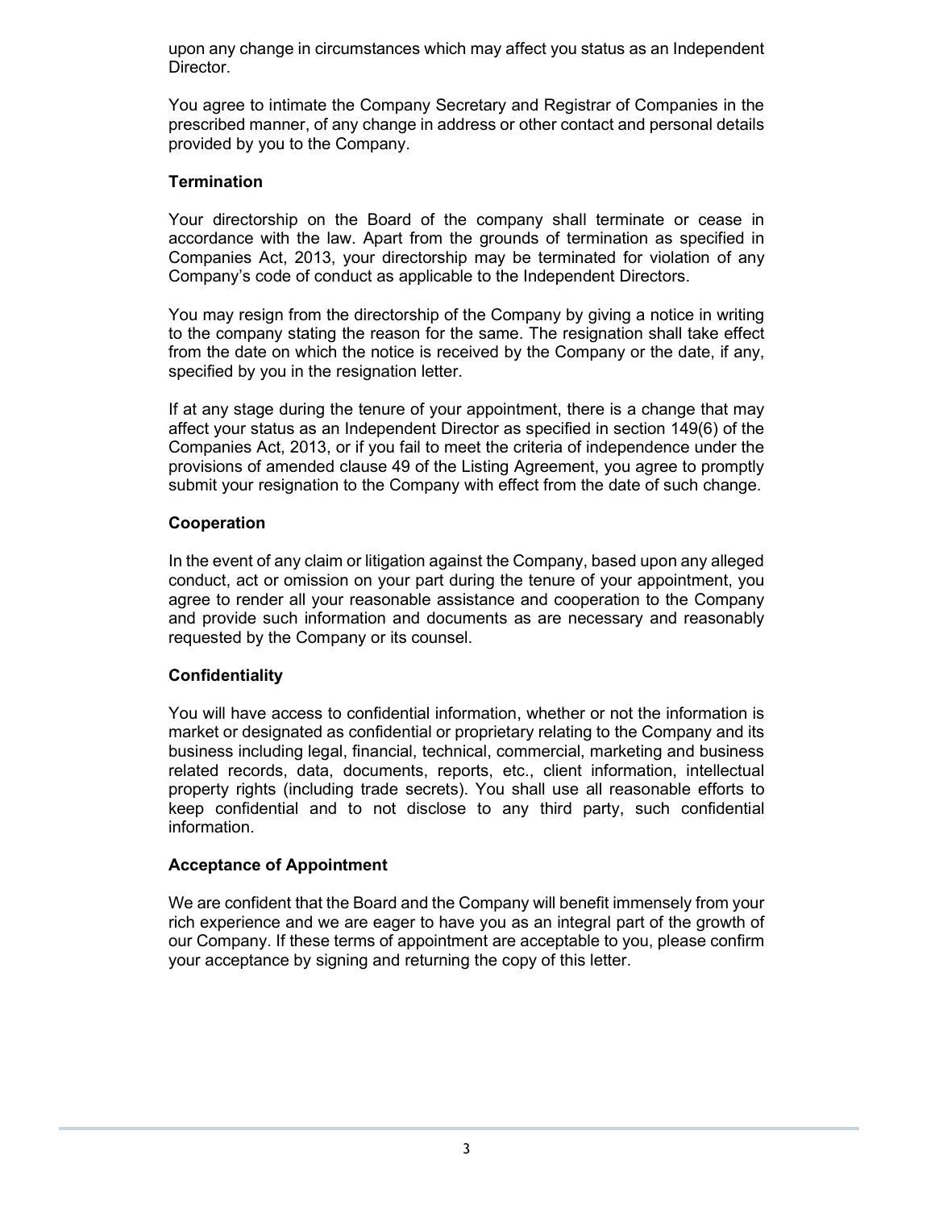upon any change in circumstances which may affect you status as an Independent Director.

You agree to intimate the Company Secretary and Registrar of Companies in the prescribed manner, of any change in address or other contact and personal details provided by you to the Company.

**Termination**

Your directorship on the Board of the company shall terminate or cease in accordance with the law. Apart from the grounds of termination as specified in Companies Act, 2013, your directorship may be terminated for violation of any Company's code of conduct as applicable to the Independent Directors.

You may resign from the directorship of the Company by giving a notice in writing to the company stating the reason for the same. The resignation shall take effect from the date on which the notice is received by the Company or the date, if any, specified by you in the resignation letter.

If at any stage during the tenure of your appointment, there is a change that may affect your status as an Independent Director as specified in section 149(6) of the Companies Act, 2013, or if you fail to meet the criteria of independence under the provisions of amended clause 49 of the Listing Agreement, you agree to promptly submit your resignation to the Company with effect from the date of such change.

**Cooperation**

In the event of any claim or litigation against the Company, based upon any alleged conduct, act or omission on your part during the tenure of your appointment, you agree to render all your reasonable assistance and cooperation to the Company and provide such information and documents as are necessary and reasonably requested by the Company or its counsel.

**Confidentiality**

You will have access to confidential information, whether or not the information is market or designated as confidential or proprietary relating to the Company and its business including legal, financial, technical, commercial, marketing and business related records, data, documents, reports, etc., client information, intellectual property rights (including trade secrets). You shall use all reasonable efforts to keep confidential and to not disclose to any third party, such confidential information.

**Acceptance of Appointment**

We are confident that the Board and the Company will benefit immensely from your rich experience and we are eager to have you as an integral part of the growth of our Company. If these terms of appointment are acceptable to you, please confirm your acceptance by signing and returning the copy of this letter.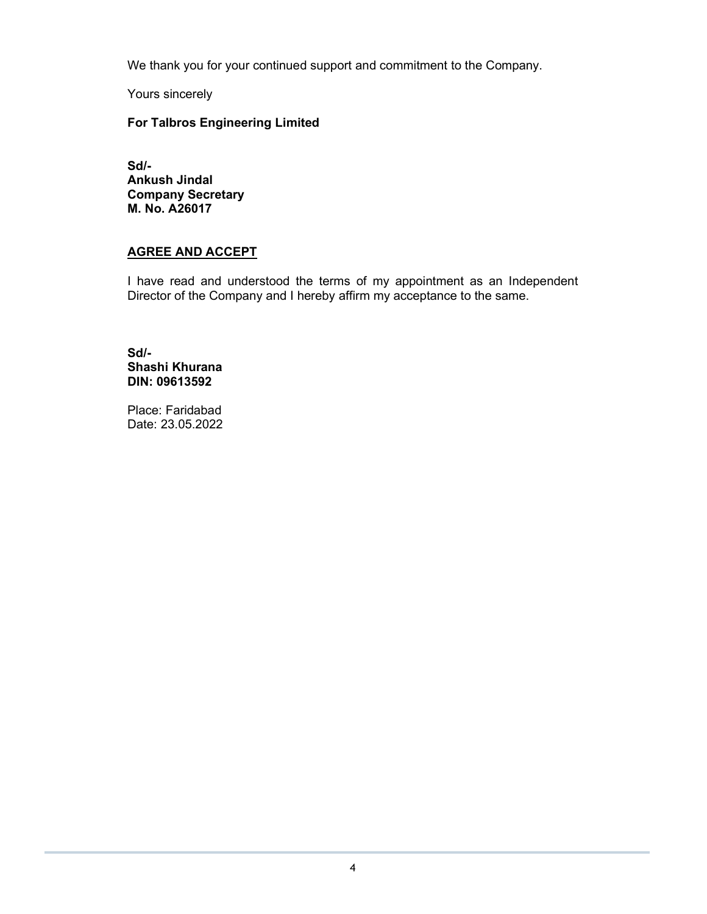We thank you for your continued support and commitment to the Company.

Yours sincerely

**For Talbros Engineering Limited**

**Sd/-**
**Ankush Jindal**
**Company Secretary**
**M. No. A26017**

## **AGREE AND ACCEPT**

I have read and understood the terms of my appointment as an Independent Director of the Company and I hereby affirm my acceptance to the same.

**Sd/-**
**Shashi Khurana**
**DIN: 09613592**

Place: Faridabad
Date: 23.05.2022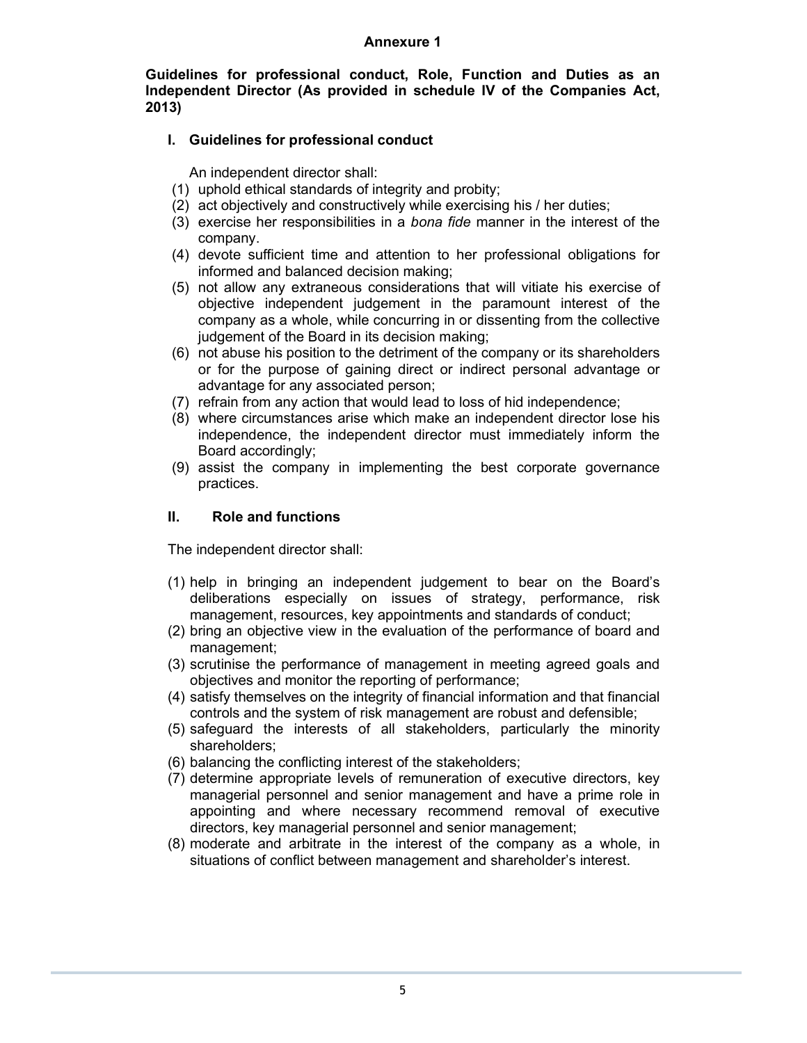## Annexure 1

**Guidelines for professional conduct, Role, Function and Duties as an Independent Director (As provided in schedule IV of the Companies Act, 2013)**

### I. Guidelines for professional conduct

An independent director shall:

(1) uphold ethical standards of integrity and probity;
(2) act objectively and constructively while exercising his / her duties;
(3) exercise her responsibilities in a *bona fide* manner in the interest of the company.
(4) devote sufficient time and attention to her professional obligations for informed and balanced decision making;
(5) not allow any extraneous considerations that will vitiate his exercise of objective independent judgement in the paramount interest of the company as a whole, while concurring in or dissenting from the collective judgement of the Board in its decision making;
(6) not abuse his position to the detriment of the company or its shareholders or for the purpose of gaining direct or indirect personal advantage or advantage for any associated person;
(7) refrain from any action that would lead to loss of hid independence;
(8) where circumstances arise which make an independent director lose his independence, the independent director must immediately inform the Board accordingly;
(9) assist the company in implementing the best corporate governance practices.

### II. Role and functions

The independent director shall:

(1) help in bringing an independent judgement to bear on the Board's deliberations especially on issues of strategy, performance, risk management, resources, key appointments and standards of conduct;
(2) bring an objective view in the evaluation of the performance of board and management;
(3) scrutinise the performance of management in meeting agreed goals and objectives and monitor the reporting of performance;
(4) satisfy themselves on the integrity of financial information and that financial controls and the system of risk management are robust and defensible;
(5) safeguard the interests of all stakeholders, particularly the minority shareholders;
(6) balancing the conflicting interest of the stakeholders;
(7) determine appropriate levels of remuneration of executive directors, key managerial personnel and senior management and have a prime role in appointing and where necessary recommend removal of executive directors, key managerial personnel and senior management;
(8) moderate and arbitrate in the interest of the company as a whole, in situations of conflict between management and shareholder's interest.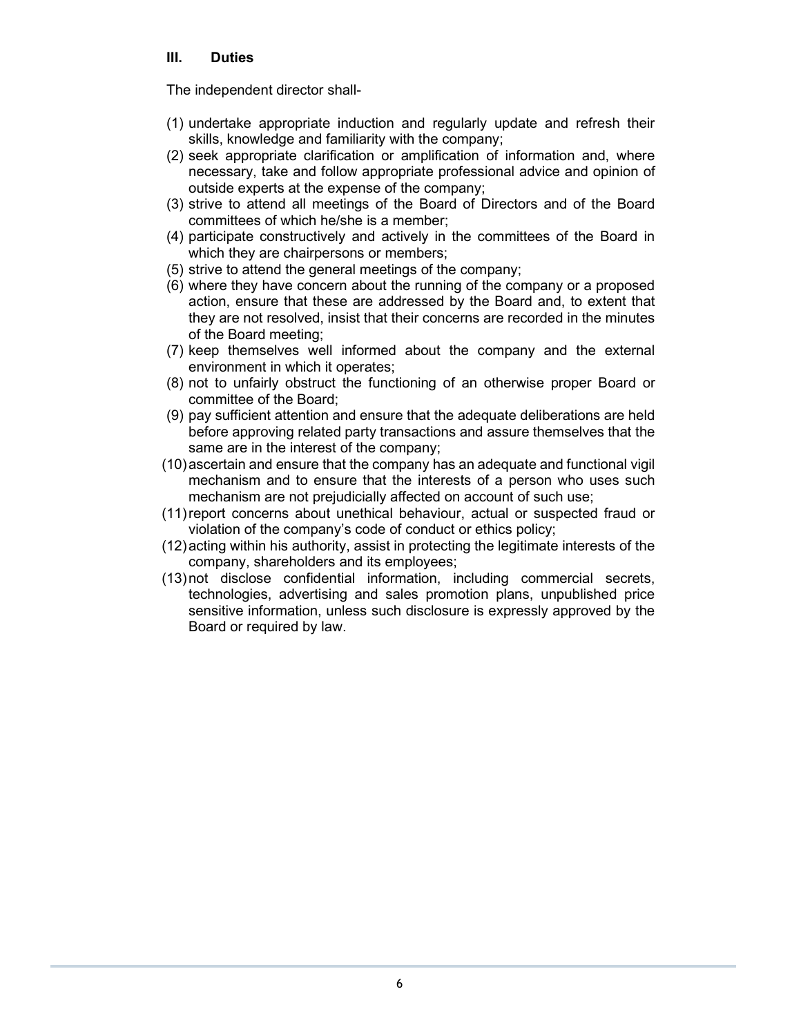## III. Duties

The independent director shall-

(1) undertake appropriate induction and regularly update and refresh their skills, knowledge and familiarity with the company;
(2) seek appropriate clarification or amplification of information and, where necessary, take and follow appropriate professional advice and opinion of outside experts at the expense of the company;
(3) strive to attend all meetings of the Board of Directors and of the Board committees of which he/she is a member;
(4) participate constructively and actively in the committees of the Board in which they are chairpersons or members;
(5) strive to attend the general meetings of the company;
(6) where they have concern about the running of the company or a proposed action, ensure that these are addressed by the Board and, to extent that they are not resolved, insist that their concerns are recorded in the minutes of the Board meeting;
(7) keep themselves well informed about the company and the external environment in which it operates;
(8) not to unfairly obstruct the functioning of an otherwise proper Board or committee of the Board;
(9) pay sufficient attention and ensure that the adequate deliberations are held before approving related party transactions and assure themselves that the same are in the interest of the company;
(10) ascertain and ensure that the company has an adequate and functional vigil mechanism and to ensure that the interests of a person who uses such mechanism are not prejudicially affected on account of such use;
(11) report concerns about unethical behaviour, actual or suspected fraud or violation of the company's code of conduct or ethics policy;
(12) acting within his authority, assist in protecting the legitimate interests of the company, shareholders and its employees;
(13) not disclose confidential information, including commercial secrets, technologies, advertising and sales promotion plans, unpublished price sensitive information, unless such disclosure is expressly approved by the Board or required by law.